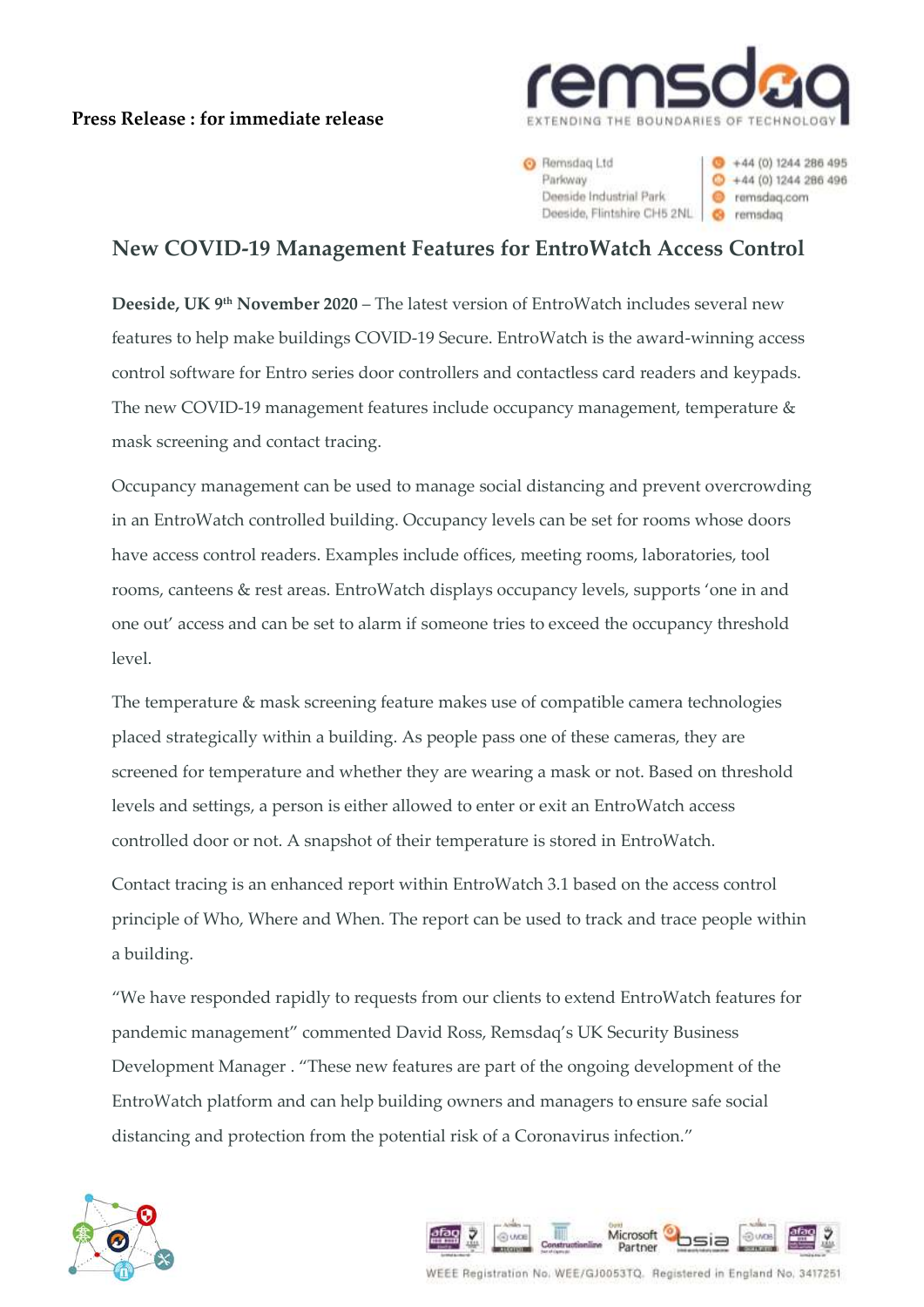**Press Release : for immediate release**

Remsdaq Ltd
Parkway
Deeside Industrial Park
Deeside, Flintshire CH5 2NL

+44 (0) 1244 286 495
+44 (0) 1244 286 496
remsdaq.com
remsdaq

## New COVID-19 Management Features for EntroWatch Access Control

**Deeside, UK 9th November 2020** – The latest version of EntroWatch includes several new features to help make buildings COVID-19 Secure. EntroWatch is the award-winning access control software for Entro series door controllers and contactless card readers and keypads. The new COVID-19 management features include occupancy management, temperature & mask screening and contact tracing.

Occupancy management can be used to manage social distancing and prevent overcrowding in an EntroWatch controlled building. Occupancy levels can be set for rooms whose doors have access control readers. Examples include offices, meeting rooms, laboratories, tool rooms, canteens & rest areas. EntroWatch displays occupancy levels, supports 'one in and one out' access and can be set to alarm if someone tries to exceed the occupancy threshold level.

The temperature & mask screening feature makes use of compatible camera technologies placed strategically within a building. As people pass one of these cameras, they are screened for temperature and whether they are wearing a mask or not. Based on threshold levels and settings, a person is either allowed to enter or exit an EntroWatch access controlled door or not. A snapshot of their temperature is stored in EntroWatch.

Contact tracing is an enhanced report within EntroWatch 3.1 based on the access control principle of Who, Where and When. The report can be used to track and trace people within a building.

"We have responded rapidly to requests from our clients to extend EntroWatch features for pandemic management" commented David Ross, Remsdaq's UK Security Business Development Manager . "These new features are part of the ongoing development of the EntroWatch platform and can help building owners and managers to ensure safe social distancing and protection from the potential risk of a Coronavirus infection."

WEEE Registration No. WEE/GJ0053TQ. Registered in England No. 3417251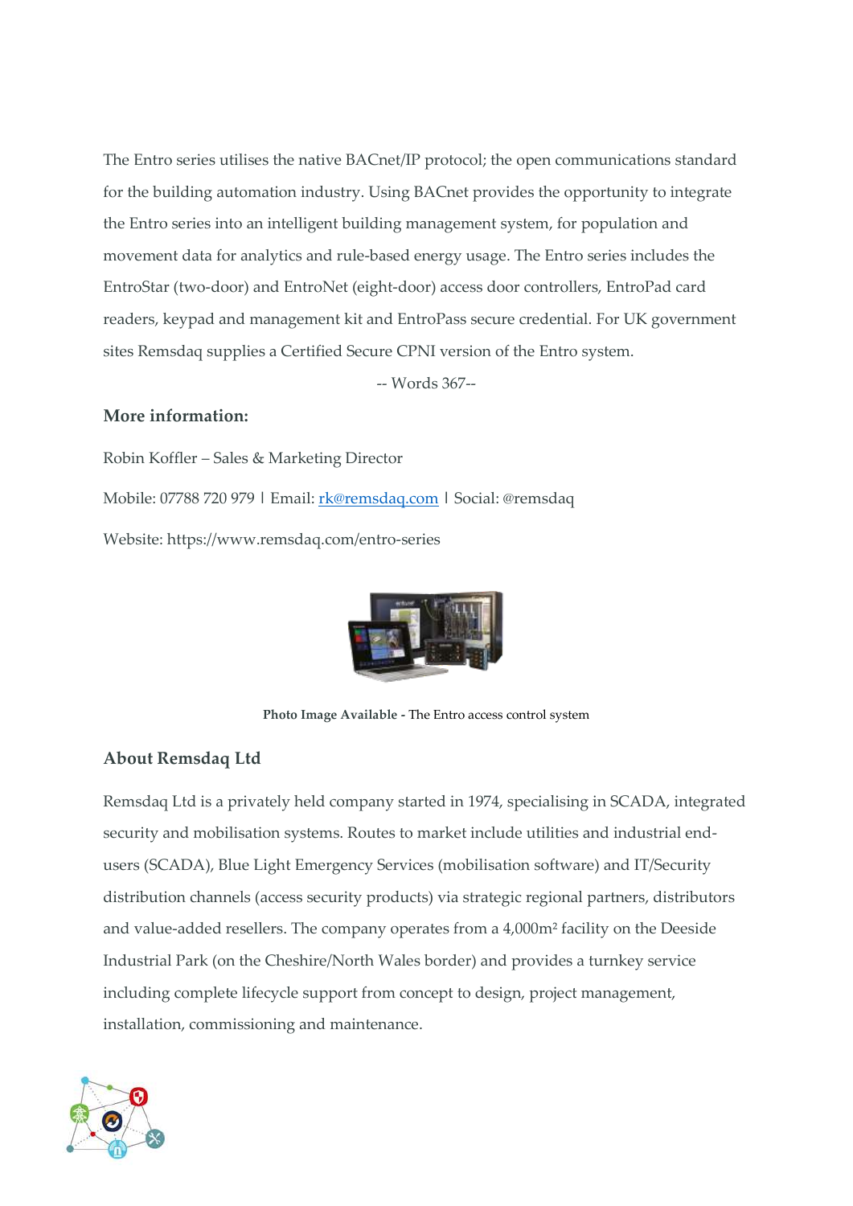The Entro series utilises the native BACnet/IP protocol; the open communications standard for the building automation industry. Using BACnet provides the opportunity to integrate the Entro series into an intelligent building management system, for population and movement data for analytics and rule-based energy usage. The Entro series includes the EntroStar (two-door) and EntroNet (eight-door) access door controllers, EntroPad card readers, keypad and management kit and EntroPass secure credential. For UK government sites Remsdaq supplies a Certified Secure CPNI version of the Entro system.

-- Words 367--

**More information:**

Robin Koffler – Sales & Marketing Director

Mobile: 07788 720 979 | Email: rk@remsdaq.com | Social: @remsdaq

Website: https://www.remsdaq.com/entro-series

**Photo Image Available** - The Entro access control system

## About Remsdaq Ltd

Remsdaq Ltd is a privately held company started in 1974, specialising in SCADA, integrated security and mobilisation systems. Routes to market include utilities and industrial end-users (SCADA), Blue Light Emergency Services (mobilisation software) and IT/Security distribution channels (access security products) via strategic regional partners, distributors and value-added resellers. The company operates from a 4,000m² facility on the Deeside Industrial Park (on the Cheshire/North Wales border) and provides a turnkey service including complete lifecycle support from concept to design, project management, installation, commissioning and maintenance.